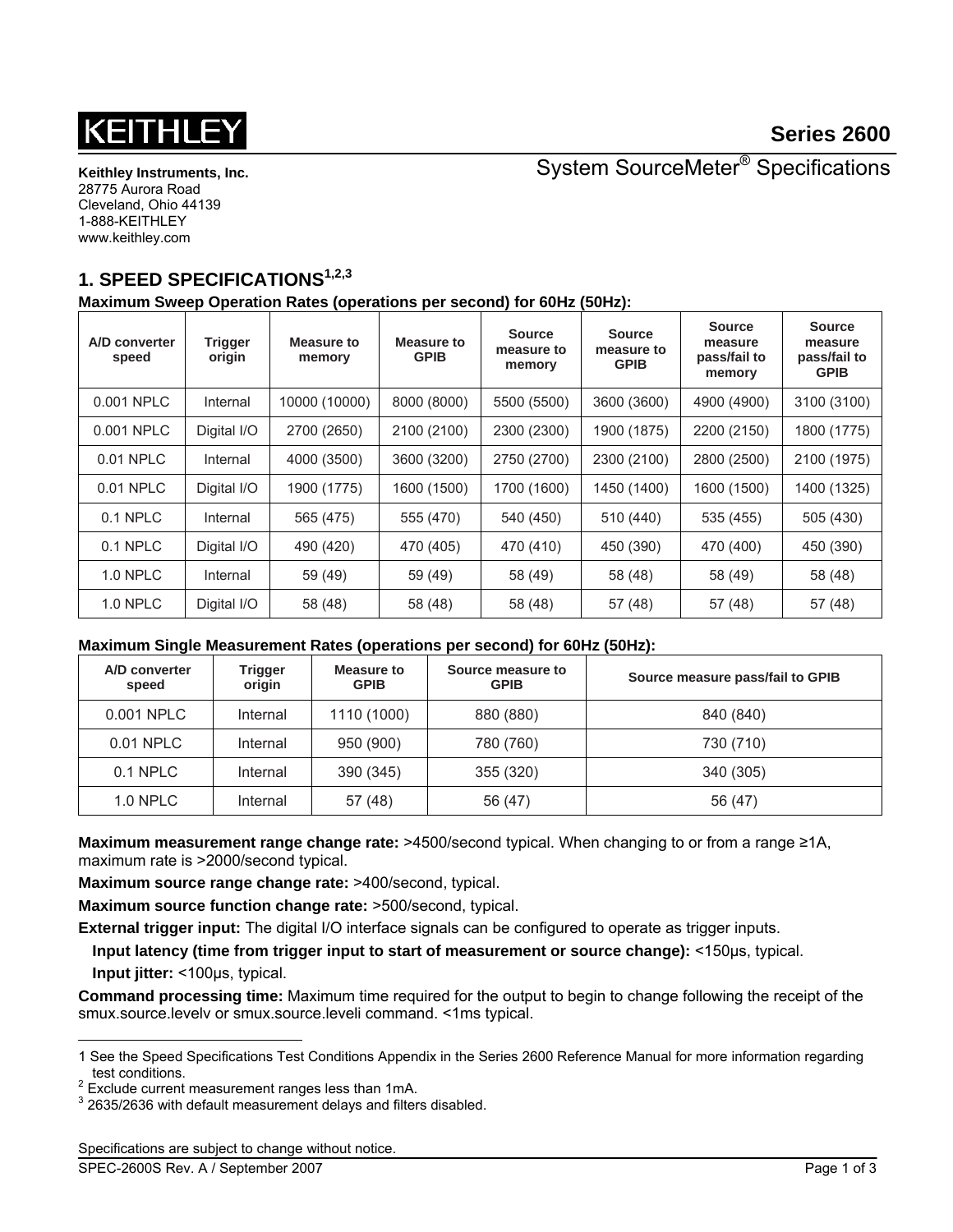KEITHLEY

# Series 2600

## System SourceMeter® Specifications

**Keithley Instruments, Inc.**
28775 Aurora Road
Cleveland, Ohio 44139
1-888-KEITHLEY
www.keithley.com

## 1. SPEED SPECIFICATIONS[1,2,3]

**Maximum Sweep Operation Rates (operations per second) for 60Hz (50Hz):**

| A/D converter speed | Trigger origin | Measure to memory | Measure to GPIB | Source measure to memory | Source measure to GPIB | Source measure pass/fail to memory | Source measure pass/fail to GPIB |
|---|---|---|---|---|---|---|---|
| 0.001 NPLC | Internal | 10000 (10000) | 8000 (8000) | 5500 (5500) | 3600 (3600) | 4900 (4900) | 3100 (3100) |
| 0.001 NPLC | Digital I/O | 2700 (2650) | 2100 (2100) | 2300 (2300) | 1900 (1875) | 2200 (2150) | 1800 (1775) |
| 0.01 NPLC | Internal | 4000 (3500) | 3600 (3200) | 2750 (2700) | 2300 (2100) | 2800 (2500) | 2100 (1975) |
| 0.01 NPLC | Digital I/O | 1900 (1775) | 1600 (1500) | 1700 (1600) | 1450 (1400) | 1600 (1500) | 1400 (1325) |
| 0.1 NPLC | Internal | 565 (475) | 555 (470) | 540 (450) | 510 (440) | 535 (455) | 505 (430) |
| 0.1 NPLC | Digital I/O | 490 (420) | 470 (405) | 470 (410) | 450 (390) | 470 (400) | 450 (390) |
| 1.0 NPLC | Internal | 59 (49) | 59 (49) | 58 (49) | 58 (48) | 58 (49) | 58 (48) |
| 1.0 NPLC | Digital I/O | 58 (48) | 58 (48) | 58 (48) | 57 (48) | 57 (48) | 57 (48) |

**Maximum Single Measurement Rates (operations per second) for 60Hz (50Hz):**

| A/D converter speed | Trigger origin | Measure to GPIB | Source measure to GPIB | Source measure pass/fail to GPIB |
|---|---|---|---|---|
| 0.001 NPLC | Internal | 1110 (1000) | 880 (880) | 840 (840) |
| 0.01 NPLC | Internal | 950 (900) | 780 (760) | 730 (710) |
| 0.1 NPLC | Internal | 390 (345) | 355 (320) | 340 (305) |
| 1.0 NPLC | Internal | 57 (48) | 56 (47) | 56 (47) |

**Maximum measurement range change rate:** >4500/second typical. When changing to or from a range ≥1A, maximum rate is >2000/second typical.

**Maximum source range change rate:** >400/second, typical.

**Maximum source function change rate:** >500/second, typical.

**External trigger input:** The digital I/O interface signals can be configured to operate as trigger inputs.

**Input latency (time from trigger input to start of measurement or source change):** <150μs, typical.

**Input jitter:** <100μs, typical.

**Command processing time:** Maximum time required for the output to begin to change following the receipt of the smux.source.levelv or smux.source.leveli command. <1ms typical.

---

1 See the Speed Specifications Test Conditions Appendix in the Series 2600 Reference Manual for more information regarding test conditions.

2 Exclude current measurement ranges less than 1mA.

3 2635/2636 with default measurement delays and filters disabled.

Specifications are subject to change without notice.

SPEC-2600S Rev. A / September 2007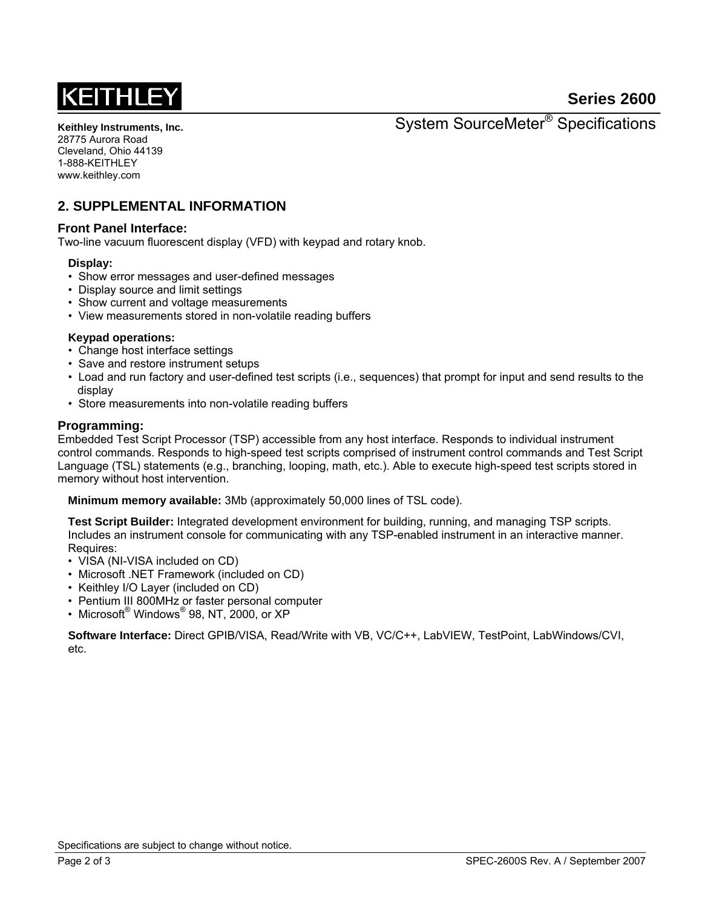## 2. SUPPLEMENTAL INFORMATION

### Front Panel Interface:

Two-line vacuum fluorescent display (VFD) with keypad and rotary knob.

**Display:**

- Show error messages and user-defined messages
- Display source and limit settings
- Show current and voltage measurements
- View measurements stored in non-volatile reading buffers

**Keypad operations:**

- Change host interface settings
- Save and restore instrument setups
- Load and run factory and user-defined test scripts (i.e., sequences) that prompt for input and send results to the display
- Store measurements into non-volatile reading buffers

### Programming:

Embedded Test Script Processor (TSP) accessible from any host interface. Responds to individual instrument control commands. Responds to high-speed test scripts comprised of instrument control commands and Test Script Language (TSL) statements (e.g., branching, looping, math, etc.). Able to execute high-speed test scripts stored in memory without host intervention.

**Minimum memory available:** 3Mb (approximately 50,000 lines of TSL code).

**Test Script Builder:** Integrated development environment for building, running, and managing TSP scripts. Includes an instrument console for communicating with any TSP-enabled instrument in an interactive manner. Requires:

- VISA (NI-VISA included on CD)
- Microsoft .NET Framework (included on CD)
- Keithley I/O Layer (included on CD)
- Pentium III 800MHz or faster personal computer
- Microsoft® Windows® 98, NT, 2000, or XP

**Software Interface:** Direct GPIB/VISA, Read/Write with VB, VC/C++, LabVIEW, TestPoint, LabWindows/CVI, etc.

Specifications are subject to change without notice.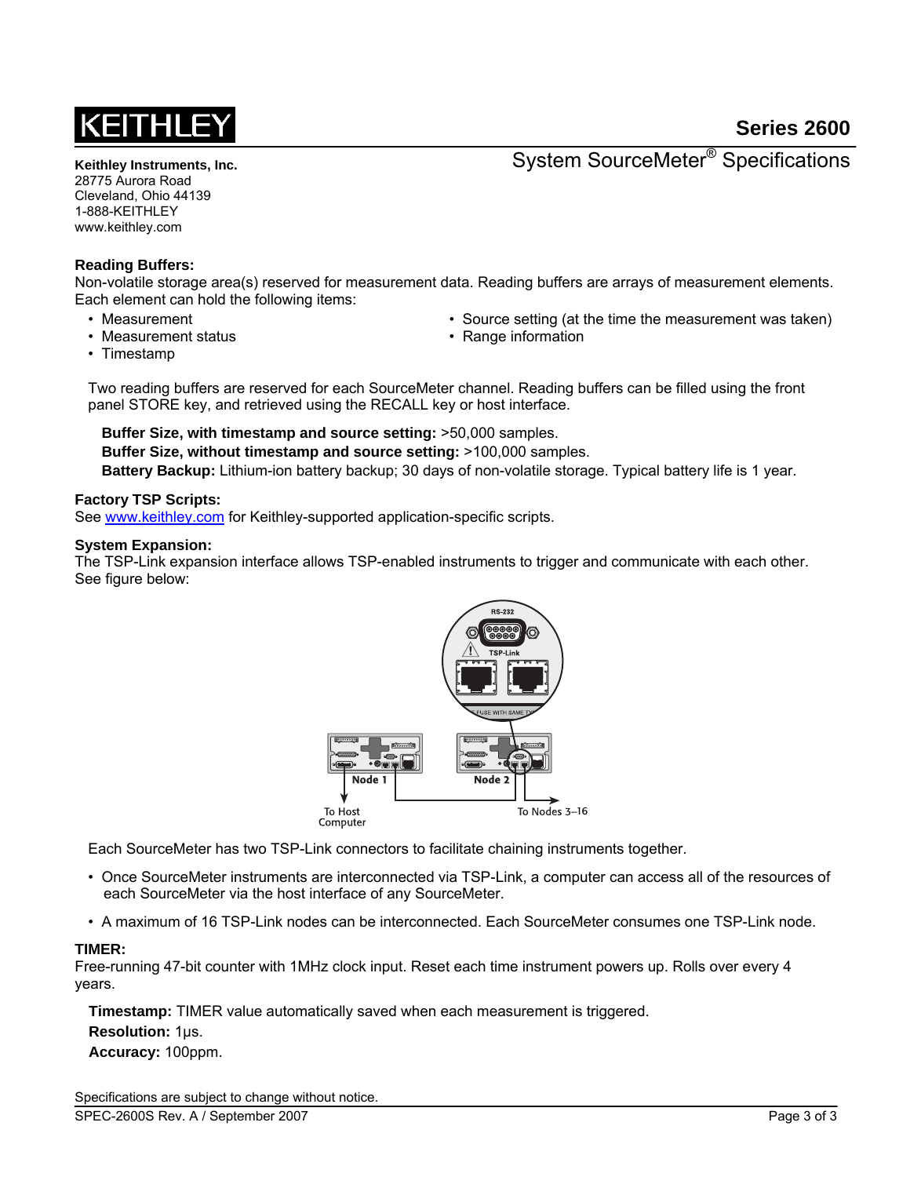# KEITHLEY

**Series 2600**

System SourceMeter® Specifications

**Keithley Instruments, Inc.**
28775 Aurora Road
Cleveland, Ohio 44139
1-888-KEITHLEY
www.keithley.com

### Reading Buffers:

Non-volatile storage area(s) reserved for measurement data. Reading buffers are arrays of measurement elements. Each element can hold the following items:

- Measurement
- Measurement status
- Timestamp
- Source setting (at the time the measurement was taken)
- Range information

Two reading buffers are reserved for each SourceMeter channel. Reading buffers can be filled using the front panel STORE key, and retrieved using the RECALL key or host interface.

**Buffer Size, with timestamp and source setting:** >50,000 samples.
**Buffer Size, without timestamp and source setting:** >100,000 samples.
**Battery Backup:** Lithium-ion battery backup; 30 days of non-volatile storage. Typical battery life is 1 year.

### Factory TSP Scripts:

See www.keithley.com for Keithley-supported application-specific scripts.

### System Expansion:

The TSP-Link expansion interface allows TSP-enabled instruments to trigger and communicate with each other. See figure below:

RS-232
TSP-Link
Node 1
Node 2
To Host Computer
To Nodes 3–16

Each SourceMeter has two TSP-Link connectors to facilitate chaining instruments together.

- Once SourceMeter instruments are interconnected via TSP-Link, a computer can access all of the resources of each SourceMeter via the host interface of any SourceMeter.
- A maximum of 16 TSP-Link nodes can be interconnected. Each SourceMeter consumes one TSP-Link node.

### TIMER:

Free-running 47-bit counter with 1MHz clock input. Reset each time instrument powers up. Rolls over every 4 years.

**Timestamp:** TIMER value automatically saved when each measurement is triggered.
**Resolution:** 1µs.
**Accuracy:** 100ppm.

Specifications are subject to change without notice.
SPEC-2600S Rev. A / September 2007